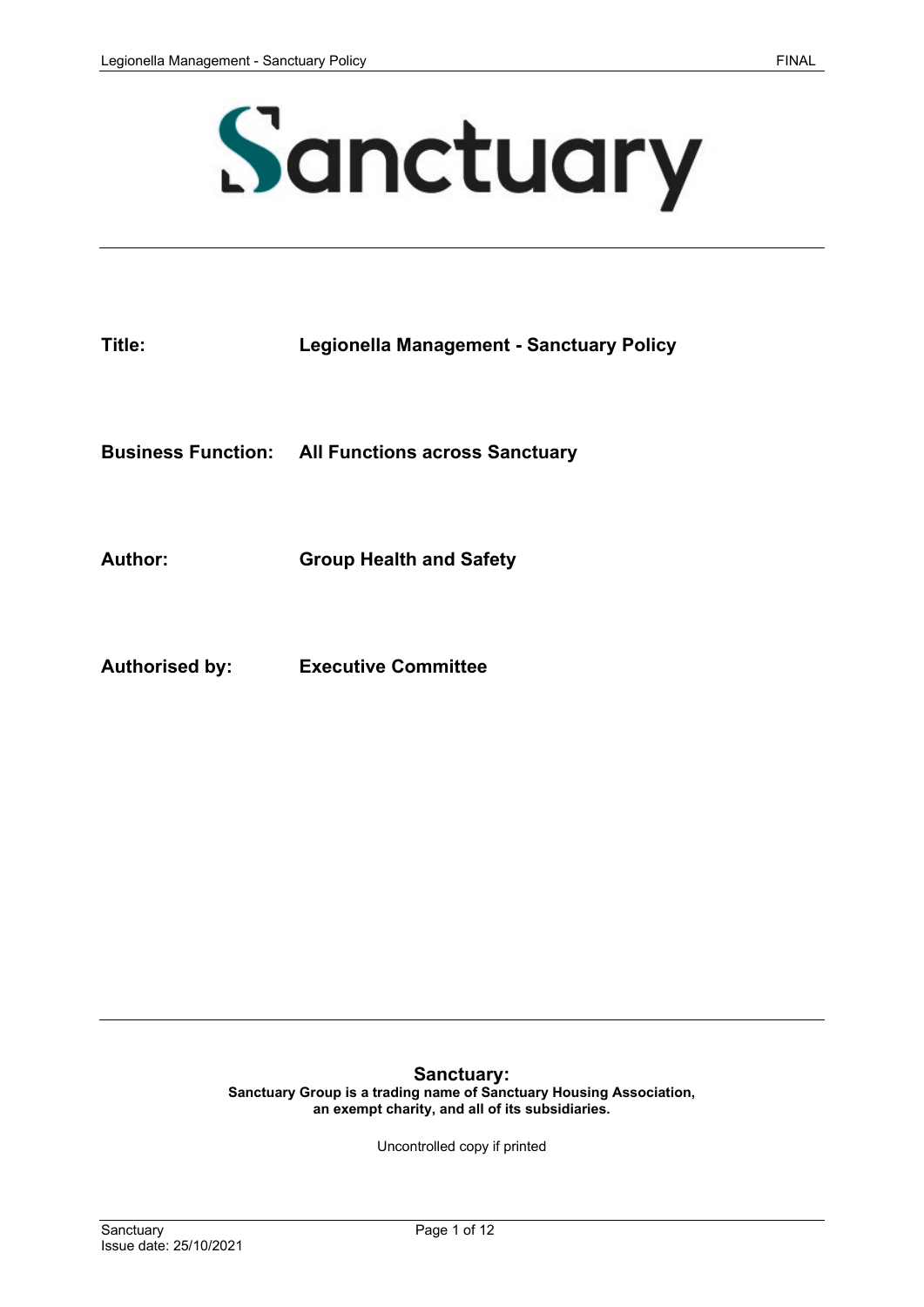# Sanctuary

| | |
|---|---|
| **Title:** | **Legionella Management - Sanctuary Policy** |
| **Business Function:** | **All Functions across Sanctuary** |
| **Author:** | **Group Health and Safety** |
| **Authorised by:** | **Executive Committee** |

**Sanctuary:**

**Sanctuary Group is a trading name of Sanctuary Housing Association, an exempt charity, and all of its subsidiaries.**

Uncontrolled copy if printed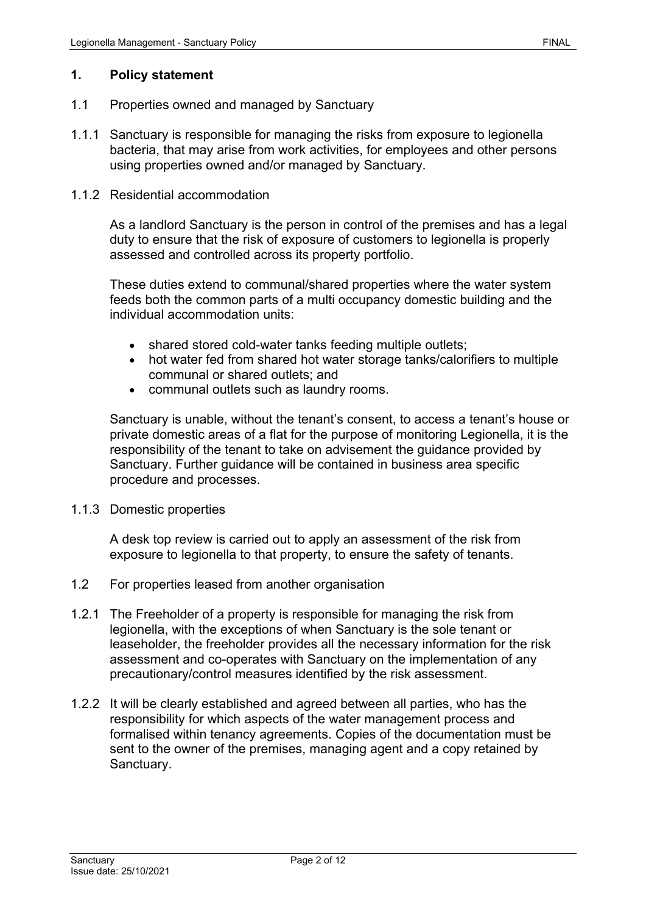## 1. Policy statement

### 1.1 Properties owned and managed by Sanctuary

1.1.1 Sanctuary is responsible for managing the risks from exposure to legionella bacteria, that may arise from work activities, for employees and other persons using properties owned and/or managed by Sanctuary.

1.1.2 Residential accommodation

As a landlord Sanctuary is the person in control of the premises and has a legal duty to ensure that the risk of exposure of customers to legionella is properly assessed and controlled across its property portfolio.

These duties extend to communal/shared properties where the water system feeds both the common parts of a multi occupancy domestic building and the individual accommodation units:

- shared stored cold-water tanks feeding multiple outlets;
- hot water fed from shared hot water storage tanks/calorifiers to multiple communal or shared outlets; and
- communal outlets such as laundry rooms.

Sanctuary is unable, without the tenant's consent, to access a tenant's house or private domestic areas of a flat for the purpose of monitoring Legionella, it is the responsibility of the tenant to take on advisement the guidance provided by Sanctuary. Further guidance will be contained in business area specific procedure and processes.

1.1.3 Domestic properties

A desk top review is carried out to apply an assessment of the risk from exposure to legionella to that property, to ensure the safety of tenants.

### 1.2 For properties leased from another organisation

1.2.1 The Freeholder of a property is responsible for managing the risk from legionella, with the exceptions of when Sanctuary is the sole tenant or leaseholder, the freeholder provides all the necessary information for the risk assessment and co-operates with Sanctuary on the implementation of any precautionary/control measures identified by the risk assessment.

1.2.2 It will be clearly established and agreed between all parties, who has the responsibility for which aspects of the water management process and formalised within tenancy agreements. Copies of the documentation must be sent to the owner of the premises, managing agent and a copy retained by Sanctuary.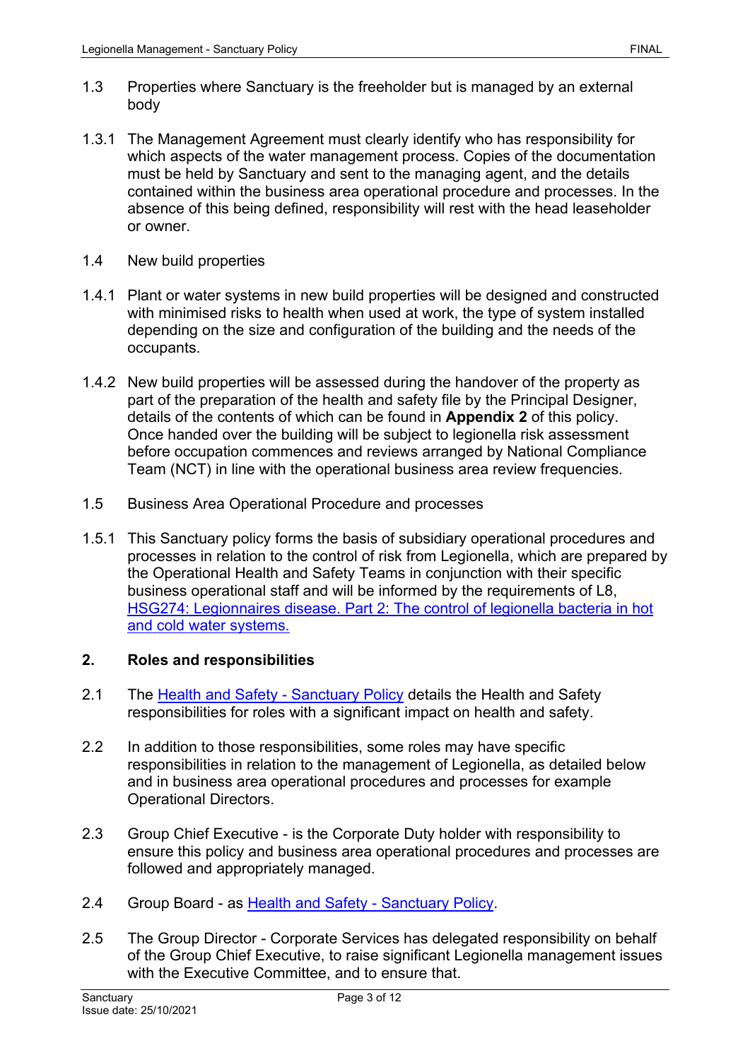1.3 Properties where Sanctuary is the freeholder but is managed by an external body

1.3.1 The Management Agreement must clearly identify who has responsibility for which aspects of the water management process. Copies of the documentation must be held by Sanctuary and sent to the managing agent, and the details contained within the business area operational procedure and processes. In the absence of this being defined, responsibility will rest with the head leaseholder or owner.

1.4 New build properties

1.4.1 Plant or water systems in new build properties will be designed and constructed with minimised risks to health when used at work, the type of system installed depending on the size and configuration of the building and the needs of the occupants.

1.4.2 New build properties will be assessed during the handover of the property as part of the preparation of the health and safety file by the Principal Designer, details of the contents of which can be found in **Appendix 2** of this policy. Once handed over the building will be subject to legionella risk assessment before occupation commences and reviews arranged by National Compliance Team (NCT) in line with the operational business area review frequencies.

1.5 Business Area Operational Procedure and processes

1.5.1 This Sanctuary policy forms the basis of subsidiary operational procedures and processes in relation to the control of risk from Legionella, which are prepared by the Operational Health and Safety Teams in conjunction with their specific business operational staff and will be informed by the requirements of L8, HSG274: Legionnaires disease. Part 2: The control of legionella bacteria in hot and cold water systems.

## 2. Roles and responsibilities

2.1 The Health and Safety - Sanctuary Policy details the Health and Safety responsibilities for roles with a significant impact on health and safety.

2.2 In addition to those responsibilities, some roles may have specific responsibilities in relation to the management of Legionella, as detailed below and in business area operational procedures and processes for example Operational Directors.

2.3 Group Chief Executive - is the Corporate Duty holder with responsibility to ensure this policy and business area operational procedures and processes are followed and appropriately managed.

2.4 Group Board - as Health and Safety - Sanctuary Policy.

2.5 The Group Director - Corporate Services has delegated responsibility on behalf of the Group Chief Executive, to raise significant Legionella management issues with the Executive Committee, and to ensure that.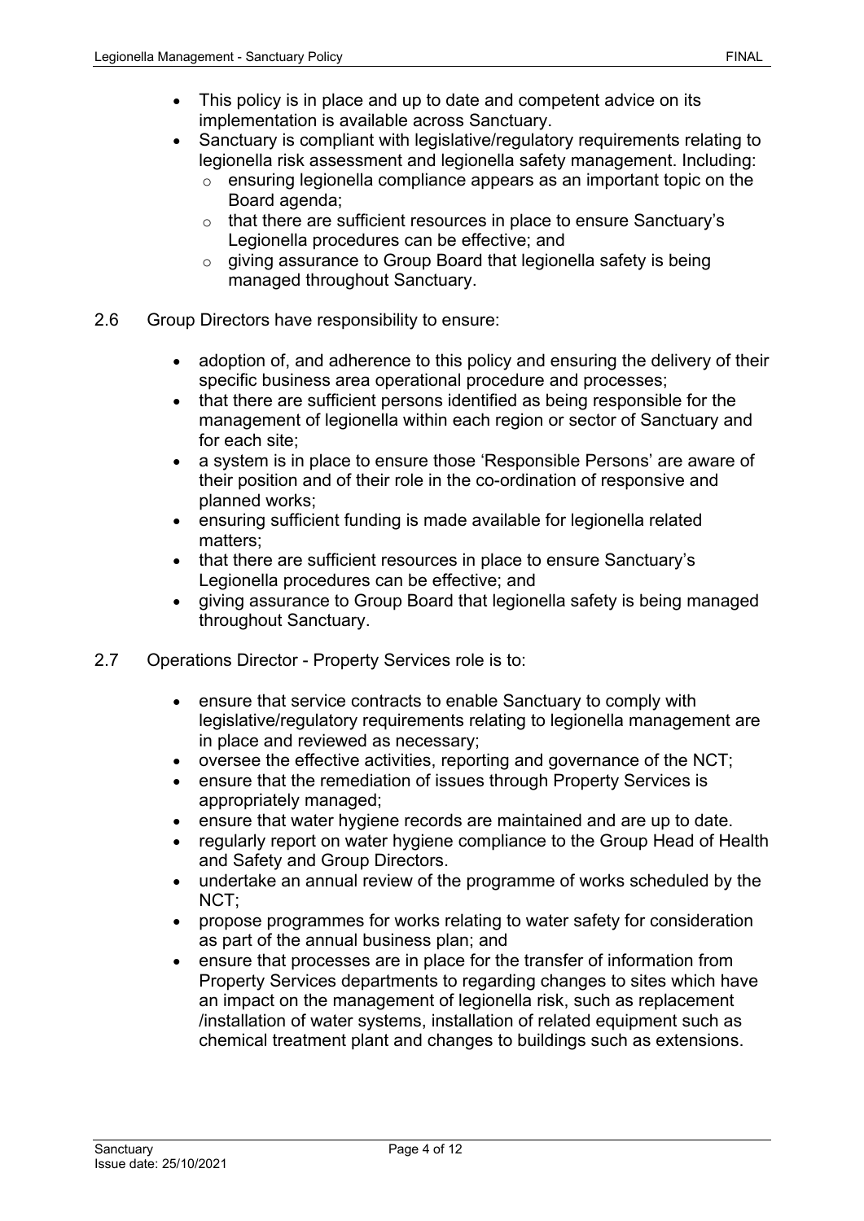- This policy is in place and up to date and competent advice on its implementation is available across Sanctuary.
- Sanctuary is compliant with legislative/regulatory requirements relating to legionella risk assessment and legionella safety management. Including:
  - ensuring legionella compliance appears as an important topic on the Board agenda;
  - that there are sufficient resources in place to ensure Sanctuary's Legionella procedures can be effective; and
  - giving assurance to Group Board that legionella safety is being managed throughout Sanctuary.

2.6 Group Directors have responsibility to ensure:

- adoption of, and adherence to this policy and ensuring the delivery of their specific business area operational procedure and processes;
- that there are sufficient persons identified as being responsible for the management of legionella within each region or sector of Sanctuary and for each site;
- a system is in place to ensure those 'Responsible Persons' are aware of their position and of their role in the co-ordination of responsive and planned works;
- ensuring sufficient funding is made available for legionella related matters;
- that there are sufficient resources in place to ensure Sanctuary's Legionella procedures can be effective; and
- giving assurance to Group Board that legionella safety is being managed throughout Sanctuary.

2.7 Operations Director - Property Services role is to:

- ensure that service contracts to enable Sanctuary to comply with legislative/regulatory requirements relating to legionella management are in place and reviewed as necessary;
- oversee the effective activities, reporting and governance of the NCT;
- ensure that the remediation of issues through Property Services is appropriately managed;
- ensure that water hygiene records are maintained and are up to date.
- regularly report on water hygiene compliance to the Group Head of Health and Safety and Group Directors.
- undertake an annual review of the programme of works scheduled by the NCT;
- propose programmes for works relating to water safety for consideration as part of the annual business plan; and
- ensure that processes are in place for the transfer of information from Property Services departments to regarding changes to sites which have an impact on the management of legionella risk, such as replacement /installation of water systems, installation of related equipment such as chemical treatment plant and changes to buildings such as extensions.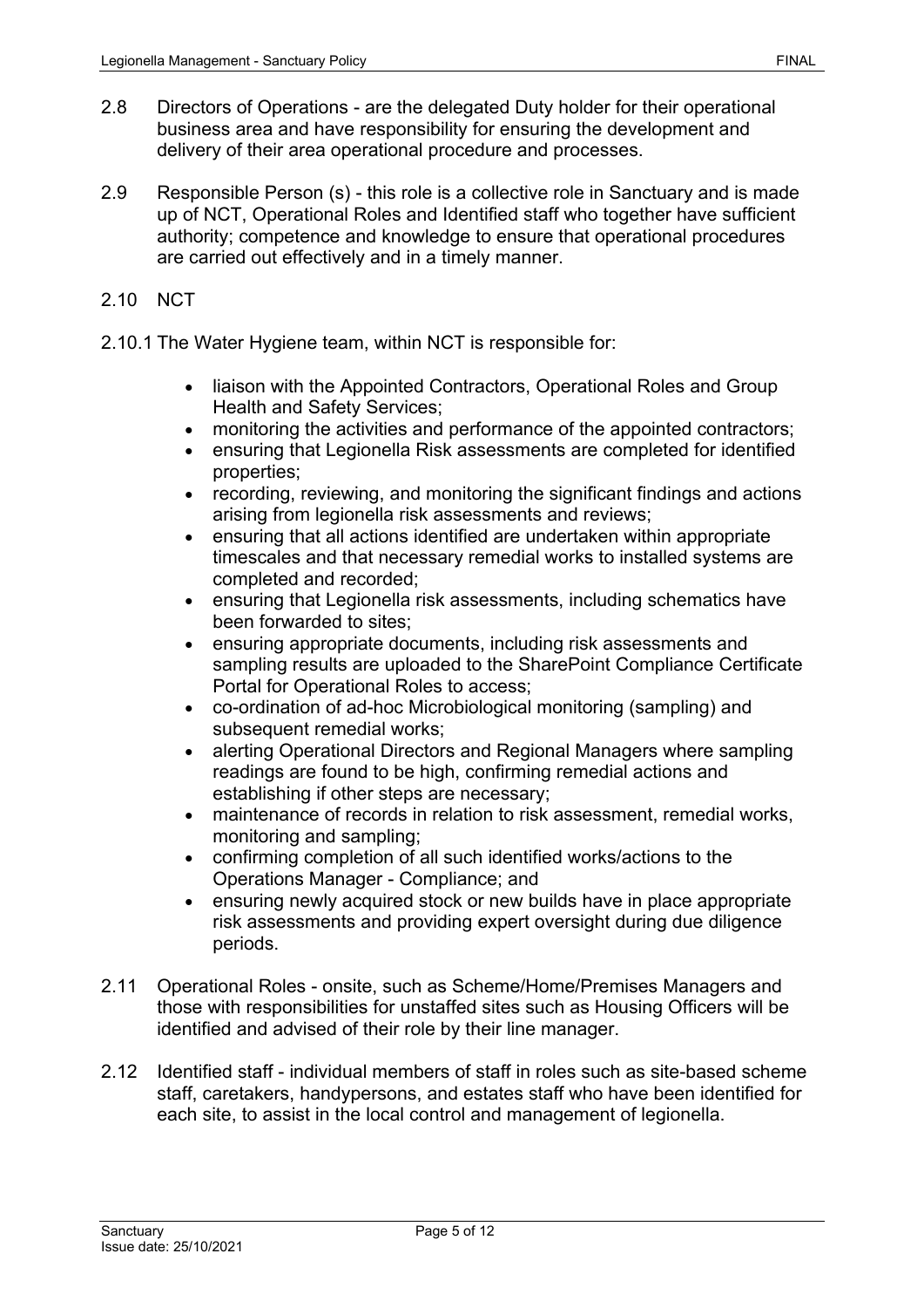2.8 Directors of Operations - are the delegated Duty holder for their operational business area and have responsibility for ensuring the development and delivery of their area operational procedure and processes.

2.9 Responsible Person (s) - this role is a collective role in Sanctuary and is made up of NCT, Operational Roles and Identified staff who together have sufficient authority; competence and knowledge to ensure that operational procedures are carried out effectively and in a timely manner.

2.10 NCT

2.10.1 The Water Hygiene team, within NCT is responsible for:

- liaison with the Appointed Contractors, Operational Roles and Group Health and Safety Services;
- monitoring the activities and performance of the appointed contractors;
- ensuring that Legionella Risk assessments are completed for identified properties;
- recording, reviewing, and monitoring the significant findings and actions arising from legionella risk assessments and reviews;
- ensuring that all actions identified are undertaken within appropriate timescales and that necessary remedial works to installed systems are completed and recorded;
- ensuring that Legionella risk assessments, including schematics have been forwarded to sites;
- ensuring appropriate documents, including risk assessments and sampling results are uploaded to the SharePoint Compliance Certificate Portal for Operational Roles to access;
- co-ordination of ad-hoc Microbiological monitoring (sampling) and subsequent remedial works;
- alerting Operational Directors and Regional Managers where sampling readings are found to be high, confirming remedial actions and establishing if other steps are necessary;
- maintenance of records in relation to risk assessment, remedial works, monitoring and sampling;
- confirming completion of all such identified works/actions to the Operations Manager - Compliance; and
- ensuring newly acquired stock or new builds have in place appropriate risk assessments and providing expert oversight during due diligence periods.

2.11 Operational Roles - onsite, such as Scheme/Home/Premises Managers and those with responsibilities for unstaffed sites such as Housing Officers will be identified and advised of their role by their line manager.

2.12 Identified staff - individual members of staff in roles such as site-based scheme staff, caretakers, handypersons, and estates staff who have been identified for each site, to assist in the local control and management of legionella.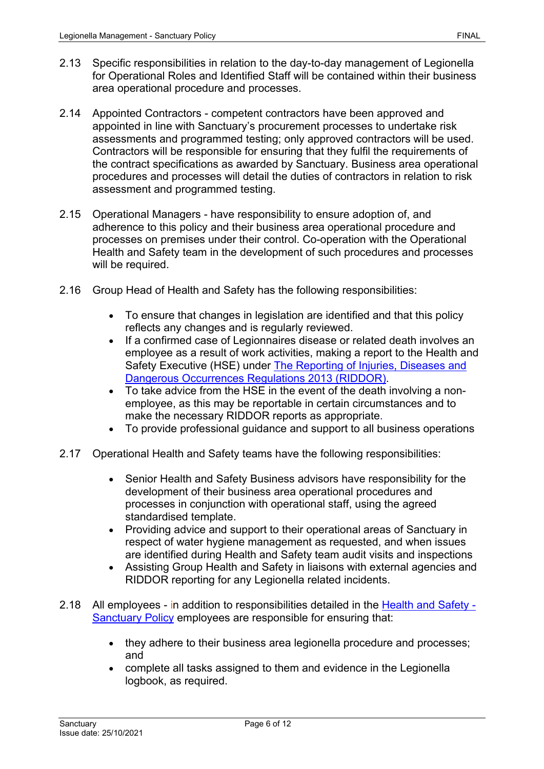2.13 Specific responsibilities in relation to the day-to-day management of Legionella for Operational Roles and Identified Staff will be contained within their business area operational procedure and processes.

2.14 Appointed Contractors - competent contractors have been approved and appointed in line with Sanctuary's procurement processes to undertake risk assessments and programmed testing; only approved contractors will be used. Contractors will be responsible for ensuring that they fulfil the requirements of the contract specifications as awarded by Sanctuary. Business area operational procedures and processes will detail the duties of contractors in relation to risk assessment and programmed testing.

2.15 Operational Managers - have responsibility to ensure adoption of, and adherence to this policy and their business area operational procedure and processes on premises under their control. Co-operation with the Operational Health and Safety team in the development of such procedures and processes will be required.

2.16 Group Head of Health and Safety has the following responsibilities:

- To ensure that changes in legislation are identified and that this policy reflects any changes and is regularly reviewed.
- If a confirmed case of Legionnaires disease or related death involves an employee as a result of work activities, making a report to the Health and Safety Executive (HSE) under The Reporting of Injuries, Diseases and Dangerous Occurrences Regulations 2013 (RIDDOR).
- To take advice from the HSE in the event of the death involving a non-employee, as this may be reportable in certain circumstances and to make the necessary RIDDOR reports as appropriate.
- To provide professional guidance and support to all business operations

2.17 Operational Health and Safety teams have the following responsibilities:

- Senior Health and Safety Business advisors have responsibility for the development of their business area operational procedures and processes in conjunction with operational staff, using the agreed standardised template.
- Providing advice and support to their operational areas of Sanctuary in respect of water hygiene management as requested, and when issues are identified during Health and Safety team audit visits and inspections
- Assisting Group Health and Safety in liaisons with external agencies and RIDDOR reporting for any Legionella related incidents.

2.18 All employees - in addition to responsibilities detailed in the Health and Safety - Sanctuary Policy employees are responsible for ensuring that:

- they adhere to their business area legionella procedure and processes; and
- complete all tasks assigned to them and evidence in the Legionella logbook, as required.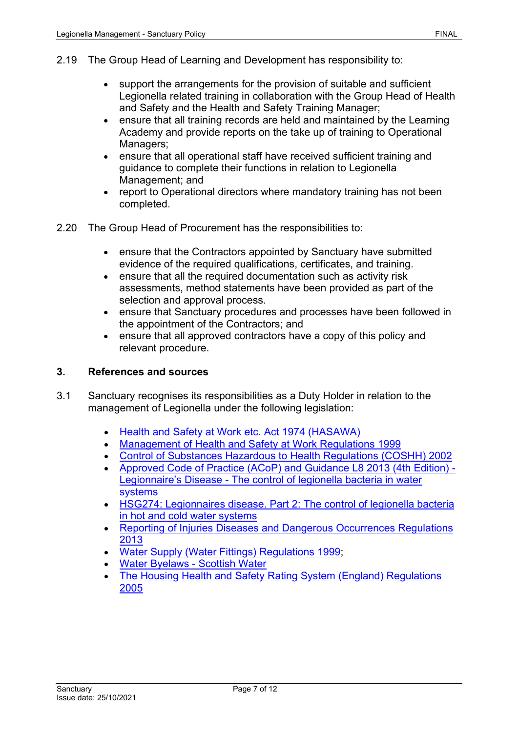2.19 The Group Head of Learning and Development has responsibility to:

- support the arrangements for the provision of suitable and sufficient Legionella related training in collaboration with the Group Head of Health and Safety and the Health and Safety Training Manager;
- ensure that all training records are held and maintained by the Learning Academy and provide reports on the take up of training to Operational Managers;
- ensure that all operational staff have received sufficient training and guidance to complete their functions in relation to Legionella Management; and
- report to Operational directors where mandatory training has not been completed.

2.20 The Group Head of Procurement has the responsibilities to:

- ensure that the Contractors appointed by Sanctuary have submitted evidence of the required qualifications, certificates, and training.
- ensure that all the required documentation such as activity risk assessments, method statements have been provided as part of the selection and approval process.
- ensure that Sanctuary procedures and processes have been followed in the appointment of the Contractors; and
- ensure that all approved contractors have a copy of this policy and relevant procedure.

## 3. References and sources

3.1 Sanctuary recognises its responsibilities as a Duty Holder in relation to the management of Legionella under the following legislation:

- Health and Safety at Work etc. Act 1974 (HASAWA)
- Management of Health and Safety at Work Regulations 1999
- Control of Substances Hazardous to Health Regulations (COSHH) 2002
- Approved Code of Practice (ACoP) and Guidance L8 2013 (4th Edition) - Legionnaire's Disease - The control of legionella bacteria in water systems
- HSG274: Legionnaires disease. Part 2: The control of legionella bacteria in hot and cold water systems
- Reporting of Injuries Diseases and Dangerous Occurrences Regulations 2013
- Water Supply (Water Fittings) Regulations 1999;
- Water Byelaws - Scottish Water
- The Housing Health and Safety Rating System (England) Regulations 2005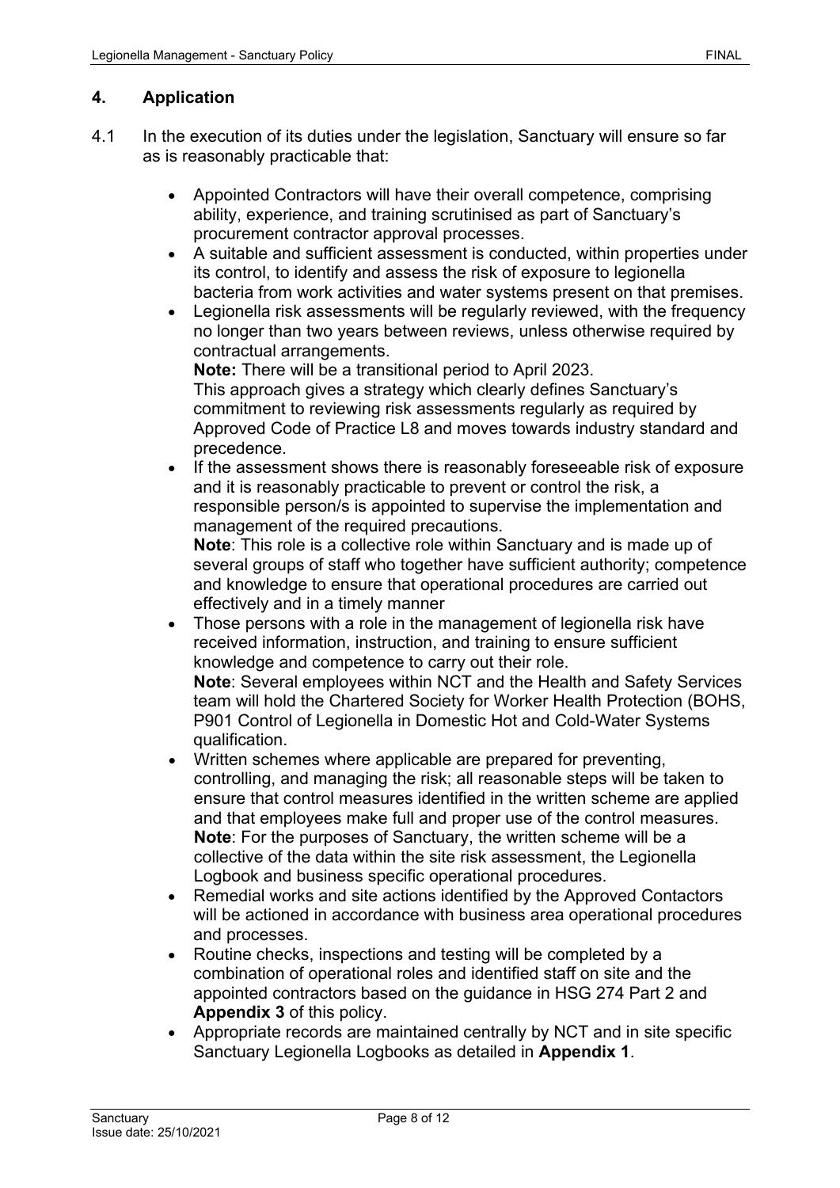## 4. Application

4.1 In the execution of its duties under the legislation, Sanctuary will ensure so far as is reasonably practicable that:

- Appointed Contractors will have their overall competence, comprising ability, experience, and training scrutinised as part of Sanctuary's procurement contractor approval processes.
- A suitable and sufficient assessment is conducted, within properties under its control, to identify and assess the risk of exposure to legionella bacteria from work activities and water systems present on that premises.
- Legionella risk assessments will be regularly reviewed, with the frequency no longer than two years between reviews, unless otherwise required by contractual arrangements.
  **Note:** There will be a transitional period to April 2023.
  This approach gives a strategy which clearly defines Sanctuary's commitment to reviewing risk assessments regularly as required by Approved Code of Practice L8 and moves towards industry standard and precedence.
- If the assessment shows there is reasonably foreseeable risk of exposure and it is reasonably practicable to prevent or control the risk, a responsible person/s is appointed to supervise the implementation and management of the required precautions.
  **Note**: This role is a collective role within Sanctuary and is made up of several groups of staff who together have sufficient authority; competence and knowledge to ensure that operational procedures are carried out effectively and in a timely manner
- Those persons with a role in the management of legionella risk have received information, instruction, and training to ensure sufficient knowledge and competence to carry out their role.
  **Note**: Several employees within NCT and the Health and Safety Services team will hold the Chartered Society for Worker Health Protection (BOHS, P901 Control of Legionella in Domestic Hot and Cold-Water Systems qualification.
- Written schemes where applicable are prepared for preventing, controlling, and managing the risk; all reasonable steps will be taken to ensure that control measures identified in the written scheme are applied and that employees make full and proper use of the control measures.
  **Note**: For the purposes of Sanctuary, the written scheme will be a collective of the data within the site risk assessment, the Legionella Logbook and business specific operational procedures.
- Remedial works and site actions identified by the Approved Contactors will be actioned in accordance with business area operational procedures and processes.
- Routine checks, inspections and testing will be completed by a combination of operational roles and identified staff on site and the appointed contractors based on the guidance in HSG 274 Part 2 and **Appendix 3** of this policy.
- Appropriate records are maintained centrally by NCT and in site specific Sanctuary Legionella Logbooks as detailed in **Appendix 1**.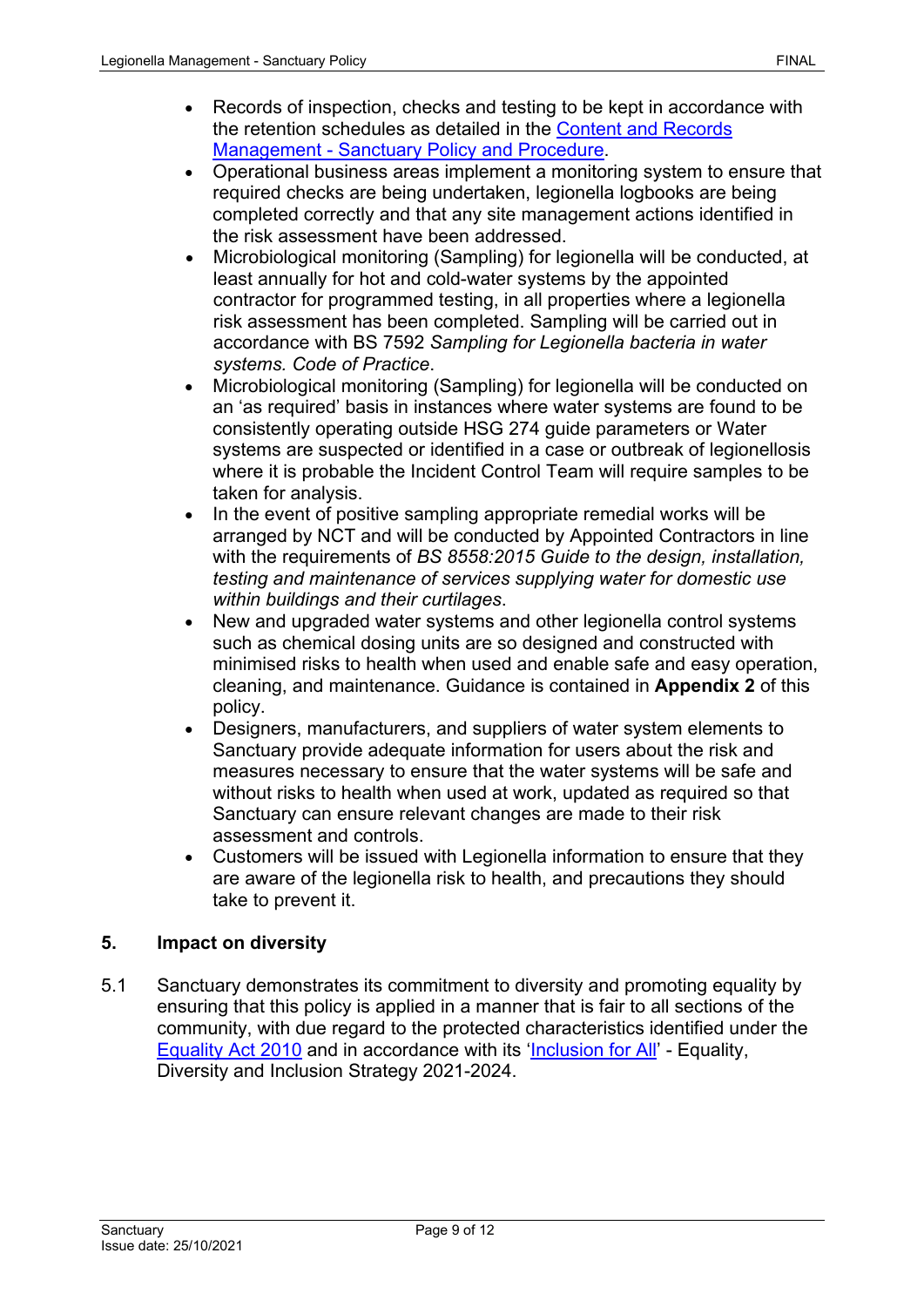- Records of inspection, checks and testing to be kept in accordance with the retention schedules as detailed in the [Content and Records Management - Sanctuary Policy and Procedure].
- Operational business areas implement a monitoring system to ensure that required checks are being undertaken, legionella logbooks are being completed correctly and that any site management actions identified in the risk assessment have been addressed.
- Microbiological monitoring (Sampling) for legionella will be conducted, at least annually for hot and cold-water systems by the appointed contractor for programmed testing, in all properties where a legionella risk assessment has been completed. Sampling will be carried out in accordance with BS 7592 *Sampling for Legionella bacteria in water systems. Code of Practice*.
- Microbiological monitoring (Sampling) for legionella will be conducted on an 'as required' basis in instances where water systems are found to be consistently operating outside HSG 274 guide parameters or Water systems are suspected or identified in a case or outbreak of legionellosis where it is probable the Incident Control Team will require samples to be taken for analysis.
- In the event of positive sampling appropriate remedial works will be arranged by NCT and will be conducted by Appointed Contractors in line with the requirements of *BS 8558:2015 Guide to the design, installation, testing and maintenance of services supplying water for domestic use within buildings and their curtilages*.
- New and upgraded water systems and other legionella control systems such as chemical dosing units are so designed and constructed with minimised risks to health when used and enable safe and easy operation, cleaning, and maintenance. Guidance is contained in **Appendix 2** of this policy.
- Designers, manufacturers, and suppliers of water system elements to Sanctuary provide adequate information for users about the risk and measures necessary to ensure that the water systems will be safe and without risks to health when used at work, updated as required so that Sanctuary can ensure relevant changes are made to their risk assessment and controls.
- Customers will be issued with Legionella information to ensure that they are aware of the legionella risk to health, and precautions they should take to prevent it.

## 5. Impact on diversity

5.1 Sanctuary demonstrates its commitment to diversity and promoting equality by ensuring that this policy is applied in a manner that is fair to all sections of the community, with due regard to the protected characteristics identified under the [Equality Act 2010] and in accordance with its '[Inclusion for All]' - Equality, Diversity and Inclusion Strategy 2021-2024.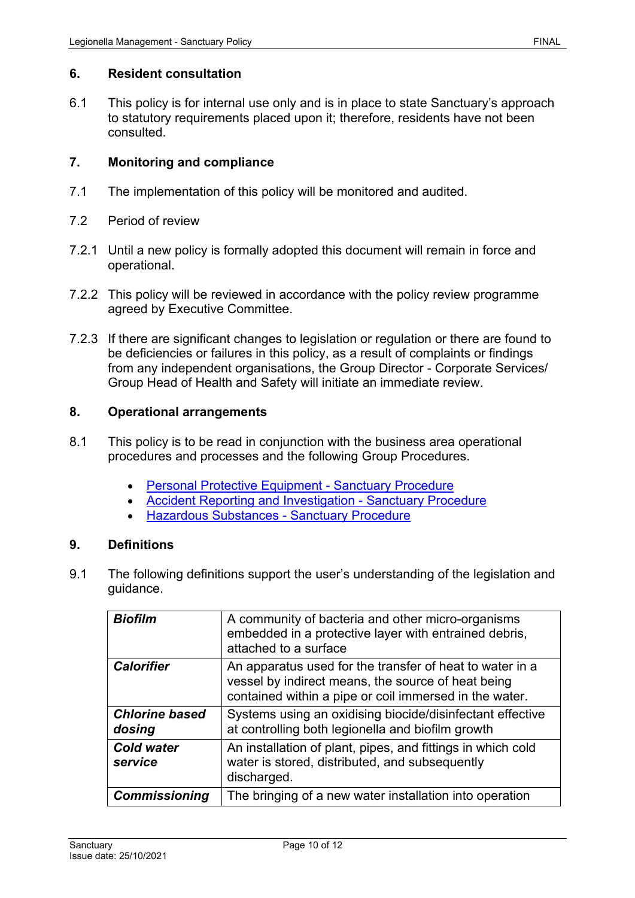## 6. Resident consultation

6.1 This policy is for internal use only and is in place to state Sanctuary's approach to statutory requirements placed upon it; therefore, residents have not been consulted.

## 7. Monitoring and compliance

7.1 The implementation of this policy will be monitored and audited.

7.2 Period of review

7.2.1 Until a new policy is formally adopted this document will remain in force and operational.

7.2.2 This policy will be reviewed in accordance with the policy review programme agreed by Executive Committee.

7.2.3 If there are significant changes to legislation or regulation or there are found to be deficiencies or failures in this policy, as a result of complaints or findings from any independent organisations, the Group Director - Corporate Services/ Group Head of Health and Safety will initiate an immediate review.

## 8. Operational arrangements

8.1 This policy is to be read in conjunction with the business area operational procedures and processes and the following Group Procedures.

- Personal Protective Equipment - Sanctuary Procedure
- Accident Reporting and Investigation - Sanctuary Procedure
- Hazardous Substances - Sanctuary Procedure

## 9. Definitions

9.1 The following definitions support the user's understanding of the legislation and guidance.

| | |
|---|---|
| ***Biofilm*** | A community of bacteria and other micro-organisms embedded in a protective layer with entrained debris, attached to a surface |
| ***Calorifier*** | An apparatus used for the transfer of heat to water in a vessel by indirect means, the source of heat being contained within a pipe or coil immersed in the water. |
| ***Chlorine based dosing*** | Systems using an oxidising biocide/disinfectant effective at controlling both legionella and biofilm growth |
| ***Cold water service*** | An installation of plant, pipes, and fittings in which cold water is stored, distributed, and subsequently discharged. |
| ***Commissioning*** | The bringing of a new water installation into operation |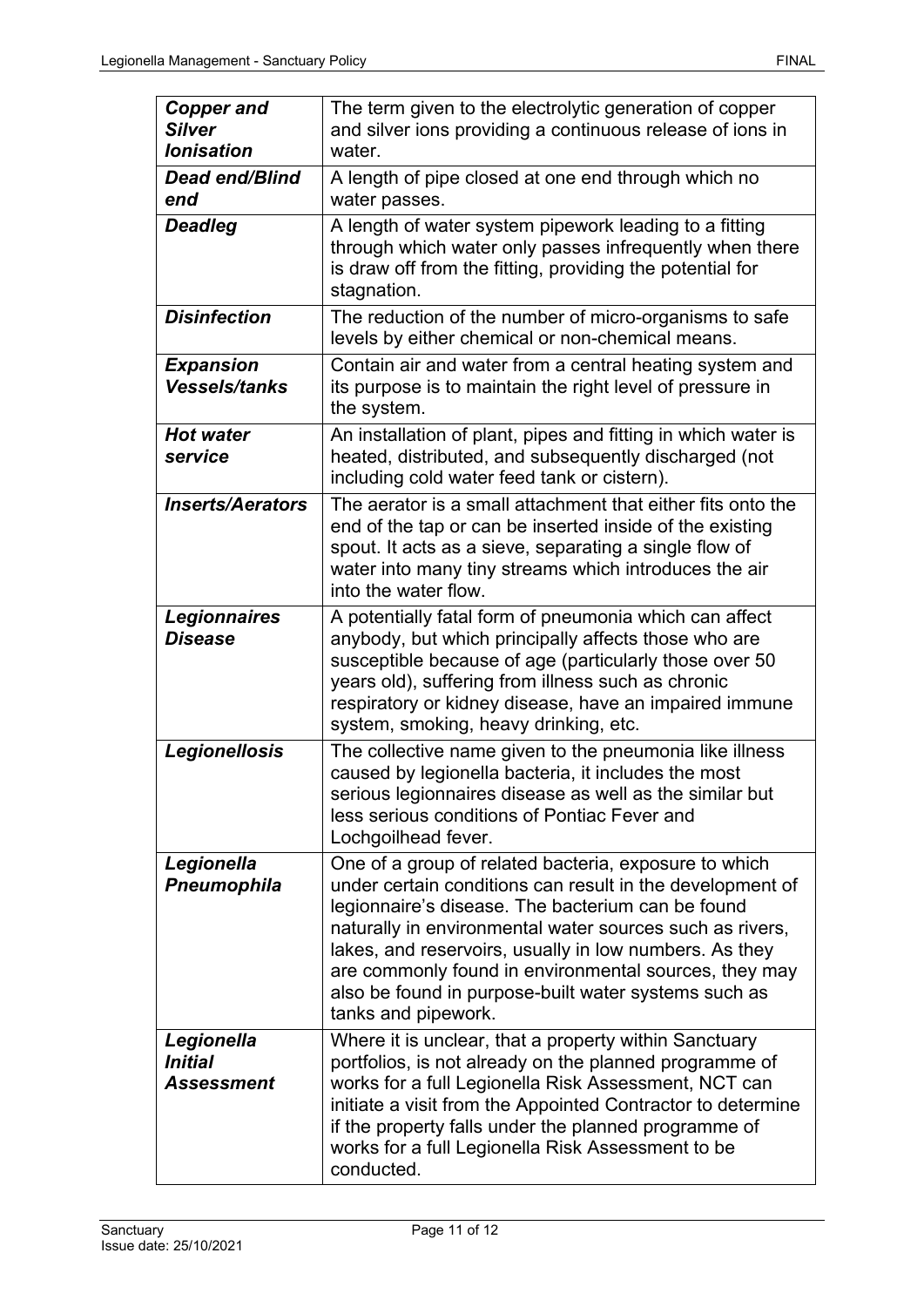| | |
|---|---|
| ***Copper and Silver Ionisation*** | The term given to the electrolytic generation of copper and silver ions providing a continuous release of ions in water. |
| ***Dead end/Blind end*** | A length of pipe closed at one end through which no water passes. |
| ***Deadleg*** | A length of water system pipework leading to a fitting through which water only passes infrequently when there is draw off from the fitting, providing the potential for stagnation. |
| ***Disinfection*** | The reduction of the number of micro-organisms to safe levels by either chemical or non-chemical means. |
| ***Expansion Vessels/tanks*** | Contain air and water from a central heating system and its purpose is to maintain the right level of pressure in the system. |
| ***Hot water service*** | An installation of plant, pipes and fitting in which water is heated, distributed, and subsequently discharged (not including cold water feed tank or cistern). |
| ***Inserts/Aerators*** | The aerator is a small attachment that either fits onto the end of the tap or can be inserted inside of the existing spout. It acts as a sieve, separating a single flow of water into many tiny streams which introduces the air into the water flow. |
| ***Legionnaires Disease*** | A potentially fatal form of pneumonia which can affect anybody, but which principally affects those who are susceptible because of age (particularly those over 50 years old), suffering from illness such as chronic respiratory or kidney disease, have an impaired immune system, smoking, heavy drinking, etc. |
| ***Legionellosis*** | The collective name given to the pneumonia like illness caused by legionella bacteria, it includes the most serious legionnaires disease as well as the similar but less serious conditions of Pontiac Fever and Lochgoilhead fever. |
| ***Legionella Pneumophila*** | One of a group of related bacteria, exposure to which under certain conditions can result in the development of legionnaire's disease. The bacterium can be found naturally in environmental water sources such as rivers, lakes, and reservoirs, usually in low numbers. As they are commonly found in environmental sources, they may also be found in purpose-built water systems such as tanks and pipework. |
| ***Legionella Initial Assessment*** | Where it is unclear, that a property within Sanctuary portfolios, is not already on the planned programme of works for a full Legionella Risk Assessment, NCT can initiate a visit from the Appointed Contractor to determine if the property falls under the planned programme of works for a full Legionella Risk Assessment to be conducted. |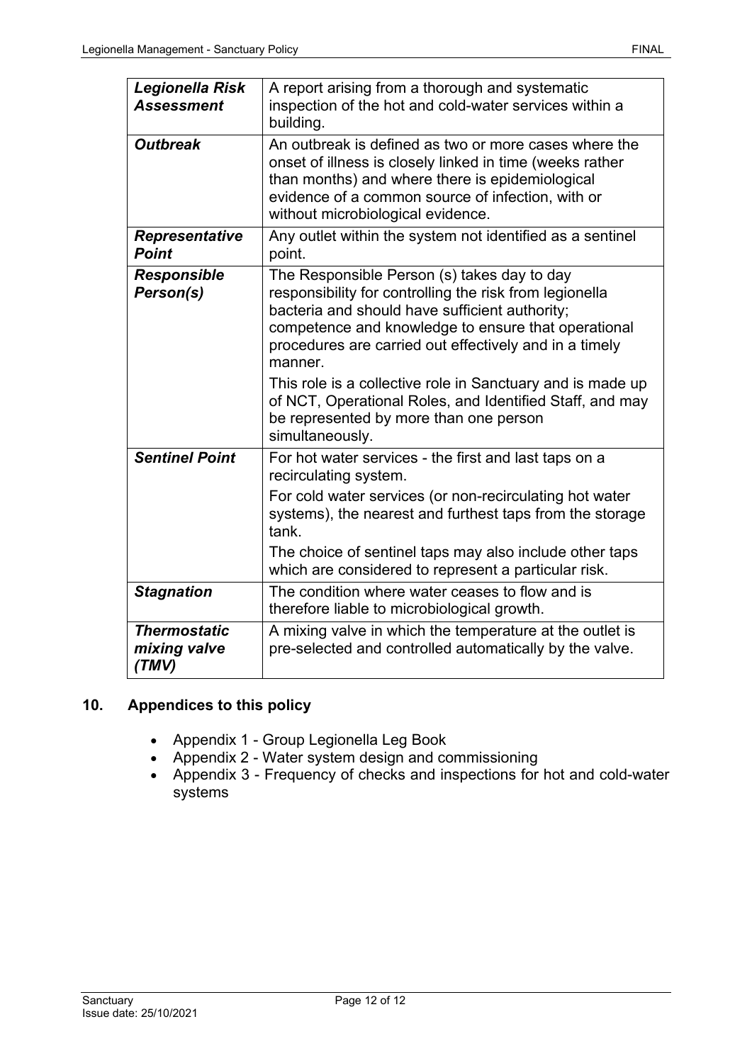| | |
|---|---|
| ***Legionella Risk Assessment*** | A report arising from a thorough and systematic inspection of the hot and cold-water services within a building. |
| ***Outbreak*** | An outbreak is defined as two or more cases where the onset of illness is closely linked in time (weeks rather than months) and where there is epidemiological evidence of a common source of infection, with or without microbiological evidence. |
| ***Representative Point*** | Any outlet within the system not identified as a sentinel point. |
| ***Responsible Person(s)*** | The Responsible Person (s) takes day to day responsibility for controlling the risk from legionella bacteria and should have sufficient authority; competence and knowledge to ensure that operational procedures are carried out effectively and in a timely manner.<br><br>This role is a collective role in Sanctuary and is made up of NCT, Operational Roles, and Identified Staff, and may be represented by more than one person simultaneously. |
| ***Sentinel Point*** | For hot water services - the first and last taps on a recirculating system.<br><br>For cold water services (or non-recirculating hot water systems), the nearest and furthest taps from the storage tank.<br><br>The choice of sentinel taps may also include other taps which are considered to represent a particular risk. |
| ***Stagnation*** | The condition where water ceases to flow and is therefore liable to microbiological growth. |
| ***Thermostatic mixing valve (TMV)*** | A mixing valve in which the temperature at the outlet is pre-selected and controlled automatically by the valve. |

## 10. Appendices to this policy

- Appendix 1 - Group Legionella Leg Book
- Appendix 2 - Water system design and commissioning
- Appendix 3 - Frequency of checks and inspections for hot and cold-water systems